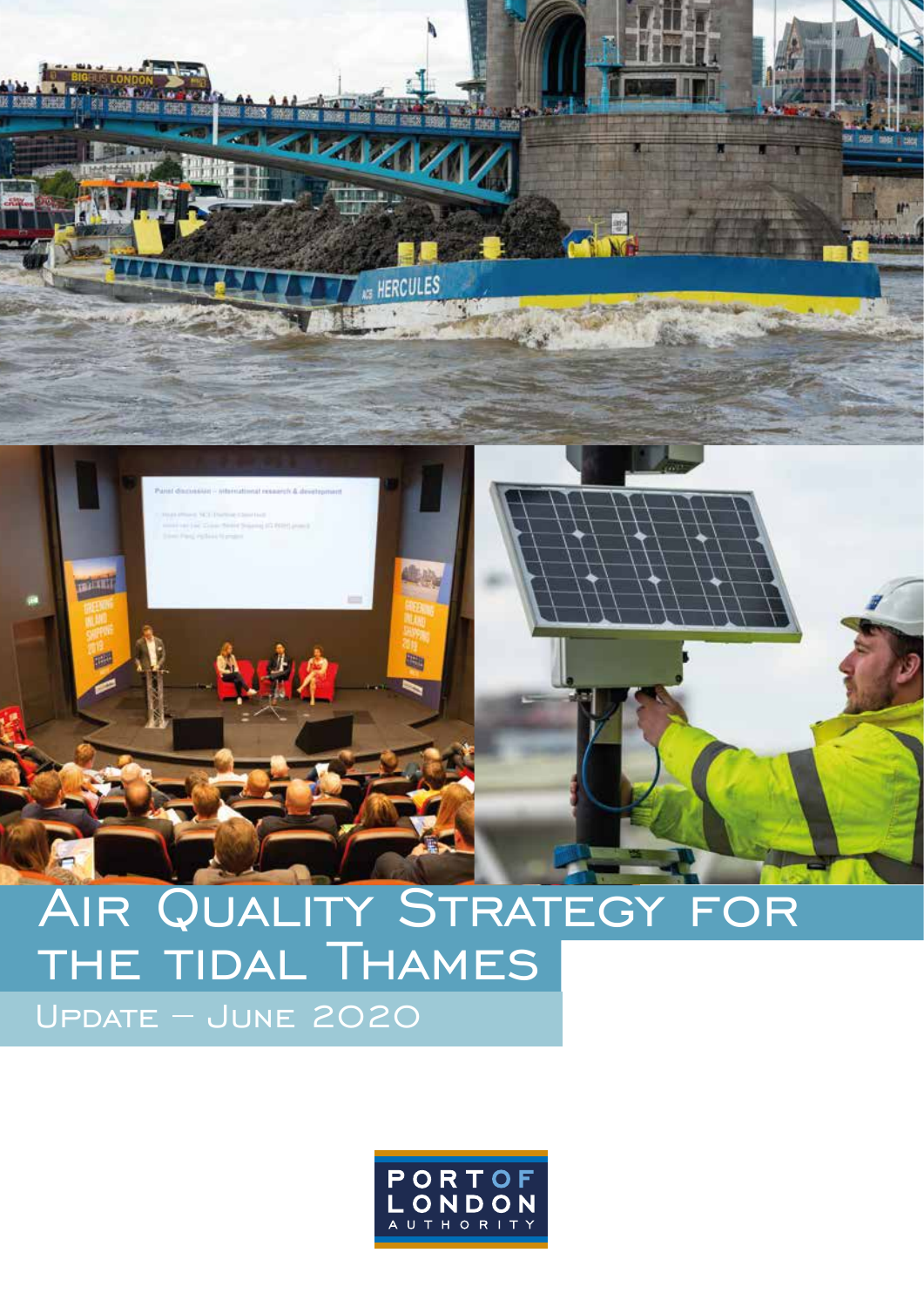# Air Quality Strategy for the tidal Thames

## Update – June 2020

PORT OF LONDON AUTHORITY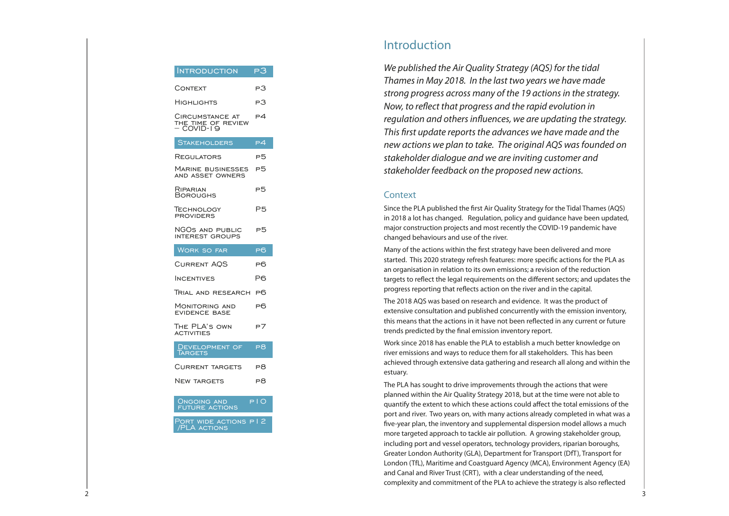| Contents | Page |
|---|---|
| **Introduction** | **P3** |
| Context | P3 |
| Highlights | P3 |
| Circumstance at the time of review – COVID-19 | P4 |
| **Stakeholders** | **P4** |
| Regulators | P5 |
| Marine businesses and asset owners | P5 |
| Riparian Boroughs | P5 |
| Technology providers | P5 |
| NGOs and public interest groups | P5 |
| **Work so far** | **P6** |
| Current AQS | P6 |
| Incentives | P6 |
| Trial and research | P6 |
| Monitoring and evidence base | P6 |
| The PLA's own activities | P7 |
| **Development of Targets** | **P8** |
| Current targets | P8 |
| New targets | P8 |
| **Ongoing and future actions** | **P10** |
| **Port wide actions /PLA actions** | **P12** |

# Introduction

*We published the Air Quality Strategy (AQS) for the tidal Thames in May 2018. In the last two years we have made strong progress across many of the 19 actions in the strategy. Now, to reflect that progress and the rapid evolution in regulation and others influences, we are updating the strategy. This first update reports the advances we have made and the new actions we plan to take. The original AQS was founded on stakeholder dialogue and we are inviting customer and stakeholder feedback on the proposed new actions.*

## Context

Since the PLA published the first Air Quality Strategy for the Tidal Thames (AQS) in 2018 a lot has changed. Regulation, policy and guidance have been updated, major construction projects and most recently the COVID-19 pandemic have changed behaviours and use of the river.

Many of the actions within the first strategy have been delivered and more started. This 2020 strategy refresh features: more specific actions for the PLA as an organisation in relation to its own emissions; a revision of the reduction targets to reflect the legal requirements on the different sectors; and updates the progress reporting that reflects action on the river and in the capital.

The 2018 AQS was based on research and evidence. It was the product of extensive consultation and published concurrently with the emission inventory, this means that the actions in it have not been reflected in any current or future trends predicted by the final emission inventory report.

Work since 2018 has enable the PLA to establish a much better knowledge on river emissions and ways to reduce them for all stakeholders. This has been achieved through extensive data gathering and research all along and within the estuary.

The PLA has sought to drive improvements through the actions that were planned within the Air Quality Strategy 2018, but at the time were not able to quantify the extent to which these actions could affect the total emissions of the port and river. Two years on, with many actions already completed in what was a five-year plan, the inventory and supplemental dispersion model allows a much more targeted approach to tackle air pollution. A growing stakeholder group, including port and vessel operators, technology providers, riparian boroughs, Greater London Authority (GLA), Department for Transport (DfT), Transport for London (TfL), Maritime and Coastguard Agency (MCA), Environment Agency (EA) and Canal and River Trust (CRT), with a clear understanding of the need, complexity and commitment of the PLA to achieve the strategy is also reflected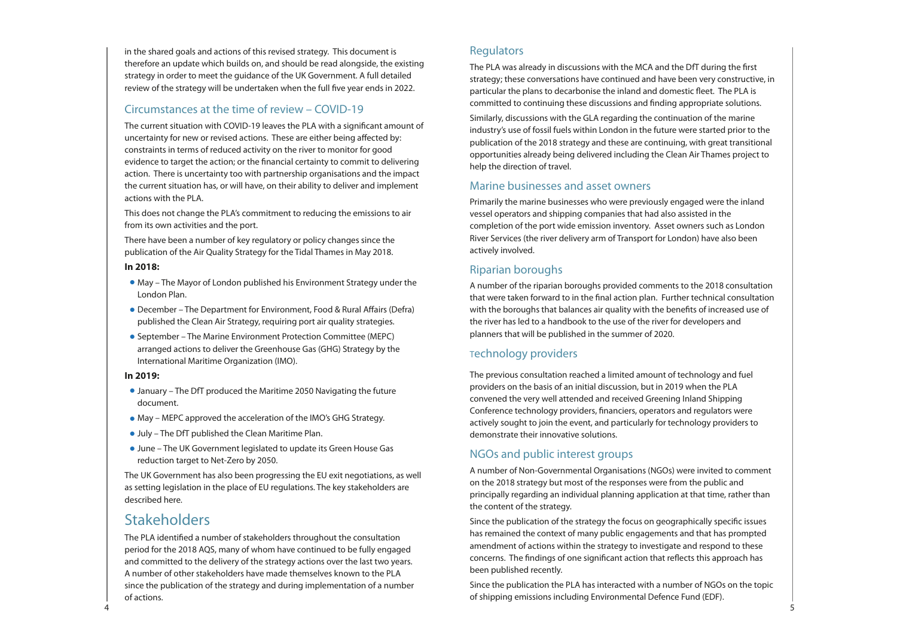in the shared goals and actions of this revised strategy. This document is therefore an update which builds on, and should be read alongside, the existing strategy in order to meet the guidance of the UK Government. A full detailed review of the strategy will be undertaken when the full five year ends in 2022.

### Circumstances at the time of review – COVID-19

The current situation with COVID-19 leaves the PLA with a significant amount of uncertainty for new or revised actions. These are either being affected by: constraints in terms of reduced activity on the river to monitor for good evidence to target the action; or the financial certainty to commit to delivering action. There is uncertainty too with partnership organisations and the impact the current situation has, or will have, on their ability to deliver and implement actions with the PLA.

This does not change the PLA's commitment to reducing the emissions to air from its own activities and the port.

There have been a number of key regulatory or policy changes since the publication of the Air Quality Strategy for the Tidal Thames in May 2018.

**In 2018:**

- May – The Mayor of London published his Environment Strategy under the London Plan.
- December – The Department for Environment, Food & Rural Affairs (Defra) published the Clean Air Strategy, requiring port air quality strategies.
- September – The Marine Environment Protection Committee (MEPC) arranged actions to deliver the Greenhouse Gas (GHG) Strategy by the International Maritime Organization (IMO).

**In 2019:**

- January – The DfT produced the Maritime 2050 Navigating the future document.
- May – MEPC approved the acceleration of the IMO's GHG Strategy.
- July – The DfT published the Clean Maritime Plan.
- June – The UK Government legislated to update its Green House Gas reduction target to Net-Zero by 2050.

The UK Government has also been progressing the EU exit negotiations, as well as setting legislation in the place of EU regulations. The key stakeholders are described here.

## Stakeholders

The PLA identified a number of stakeholders throughout the consultation period for the 2018 AQS, many of whom have continued to be fully engaged and committed to the delivery of the strategy actions over the last two years. A number of other stakeholders have made themselves known to the PLA since the publication of the strategy and during implementation of a number of actions.

### Regulators

The PLA was already in discussions with the MCA and the DfT during the first strategy; these conversations have continued and have been very constructive, in particular the plans to decarbonise the inland and domestic fleet. The PLA is committed to continuing these discussions and finding appropriate solutions.

Similarly, discussions with the GLA regarding the continuation of the marine industry's use of fossil fuels within London in the future were started prior to the publication of the 2018 strategy and these are continuing, with great transitional opportunities already being delivered including the Clean Air Thames project to help the direction of travel.

### Marine businesses and asset owners

Primarily the marine businesses who were previously engaged were the inland vessel operators and shipping companies that had also assisted in the completion of the port wide emission inventory. Asset owners such as London River Services (the river delivery arm of Transport for London) have also been actively involved.

### Riparian boroughs

A number of the riparian boroughs provided comments to the 2018 consultation that were taken forward to in the final action plan. Further technical consultation with the boroughs that balances air quality with the benefits of increased use of the river has led to a handbook to the use of the river for developers and planners that will be published in the summer of 2020.

### Technology providers

The previous consultation reached a limited amount of technology and fuel providers on the basis of an initial discussion, but in 2019 when the PLA convened the very well attended and received Greening Inland Shipping Conference technology providers, financiers, operators and regulators were actively sought to join the event, and particularly for technology providers to demonstrate their innovative solutions.

### NGOs and public interest groups

A number of Non-Governmental Organisations (NGOs) were invited to comment on the 2018 strategy but most of the responses were from the public and principally regarding an individual planning application at that time, rather than the content of the strategy.

Since the publication of the strategy the focus on geographically specific issues has remained the context of many public engagements and that has prompted amendment of actions within the strategy to investigate and respond to these concerns. The findings of one significant action that reflects this approach has been published recently.

Since the publication the PLA has interacted with a number of NGOs on the topic of shipping emissions including Environmental Defence Fund (EDF).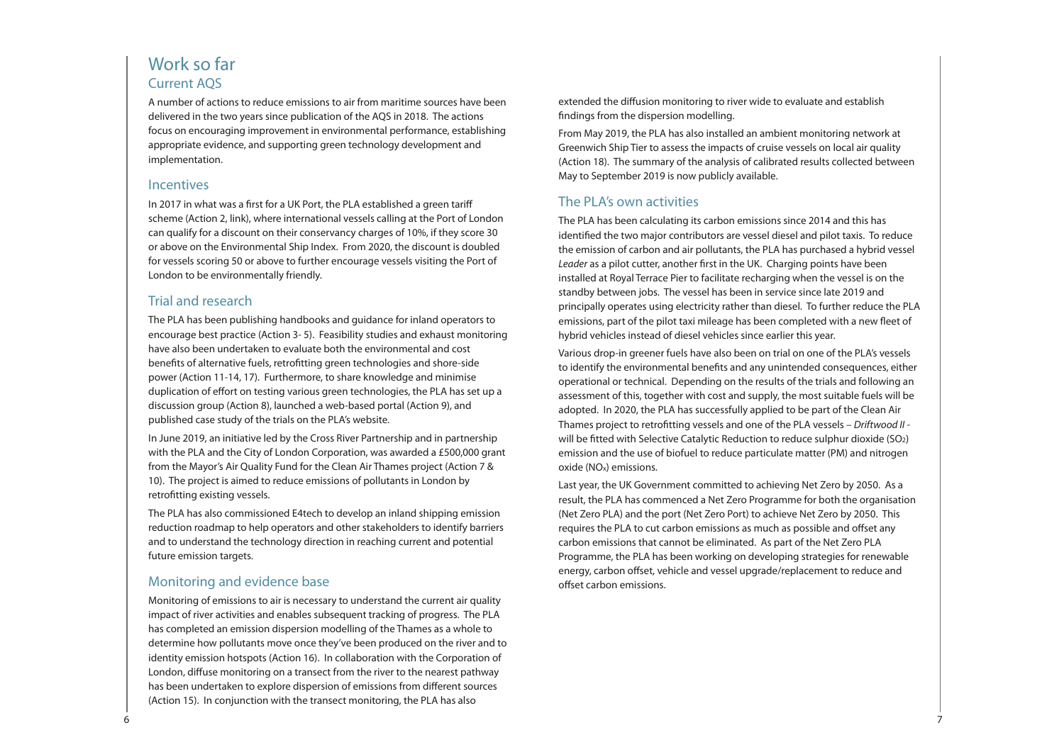## Work so far

### Current AQS

A number of actions to reduce emissions to air from maritime sources have been delivered in the two years since publication of the AQS in 2018. The actions focus on encouraging improvement in environmental performance, establishing appropriate evidence, and supporting green technology development and implementation.

### Incentives

In 2017 in what was a first for a UK Port, the PLA established a green tariff scheme (Action 2, link), where international vessels calling at the Port of London can qualify for a discount on their conservancy charges of 10%, if they score 30 or above on the Environmental Ship Index. From 2020, the discount is doubled for vessels scoring 50 or above to further encourage vessels visiting the Port of London to be environmentally friendly.

### Trial and research

The PLA has been publishing handbooks and guidance for inland operators to encourage best practice (Action 3- 5). Feasibility studies and exhaust monitoring have also been undertaken to evaluate both the environmental and cost benefits of alternative fuels, retrofitting green technologies and shore-side power (Action 11-14, 17). Furthermore, to share knowledge and minimise duplication of effort on testing various green technologies, the PLA has set up a discussion group (Action 8), launched a web-based portal (Action 9), and published case study of the trials on the PLA's website.

In June 2019, an initiative led by the Cross River Partnership and in partnership with the PLA and the City of London Corporation, was awarded a £500,000 grant from the Mayor's Air Quality Fund for the Clean Air Thames project (Action 7 & 10). The project is aimed to reduce emissions of pollutants in London by retrofitting existing vessels.

The PLA has also commissioned E4tech to develop an inland shipping emission reduction roadmap to help operators and other stakeholders to identify barriers and to understand the technology direction in reaching current and potential future emission targets.

### Monitoring and evidence base

Monitoring of emissions to air is necessary to understand the current air quality impact of river activities and enables subsequent tracking of progress. The PLA has completed an emission dispersion modelling of the Thames as a whole to determine how pollutants move once they've been produced on the river and to identity emission hotspots (Action 16). In collaboration with the Corporation of London, diffuse monitoring on a transect from the river to the nearest pathway has been undertaken to explore dispersion of emissions from different sources (Action 15). In conjunction with the transect monitoring, the PLA has also extended the diffusion monitoring to river wide to evaluate and establish findings from the dispersion modelling.

From May 2019, the PLA has also installed an ambient monitoring network at Greenwich Ship Tier to assess the impacts of cruise vessels on local air quality (Action 18). The summary of the analysis of calibrated results collected between May to September 2019 is now publicly available.

### The PLA's own activities

The PLA has been calculating its carbon emissions since 2014 and this has identified the two major contributors are vessel diesel and pilot taxis. To reduce the emission of carbon and air pollutants, the PLA has purchased a hybrid vessel *Leader* as a pilot cutter, another first in the UK. Charging points have been installed at Royal Terrace Pier to facilitate recharging when the vessel is on the standby between jobs. The vessel has been in service since late 2019 and principally operates using electricity rather than diesel. To further reduce the PLA emissions, part of the pilot taxi mileage has been completed with a new fleet of hybrid vehicles instead of diesel vehicles since earlier this year.

Various drop-in greener fuels have also been on trial on one of the PLA's vessels to identify the environmental benefits and any unintended consequences, either operational or technical. Depending on the results of the trials and following an assessment of this, together with cost and supply, the most suitable fuels will be adopted. In 2020, the PLA has successfully applied to be part of the Clean Air Thames project to retrofitting vessels and one of the PLA vessels – *Driftwood II* - will be fitted with Selective Catalytic Reduction to reduce sulphur dioxide ($SO_2$) emission and the use of biofuel to reduce particulate matter (PM) and nitrogen oxide ($NO_x$) emissions.

Last year, the UK Government committed to achieving Net Zero by 2050. As a result, the PLA has commenced a Net Zero Programme for both the organisation (Net Zero PLA) and the port (Net Zero Port) to achieve Net Zero by 2050. This requires the PLA to cut carbon emissions as much as possible and offset any carbon emissions that cannot be eliminated. As part of the Net Zero PLA Programme, the PLA has been working on developing strategies for renewable energy, carbon offset, vehicle and vessel upgrade/replacement to reduce and offset carbon emissions.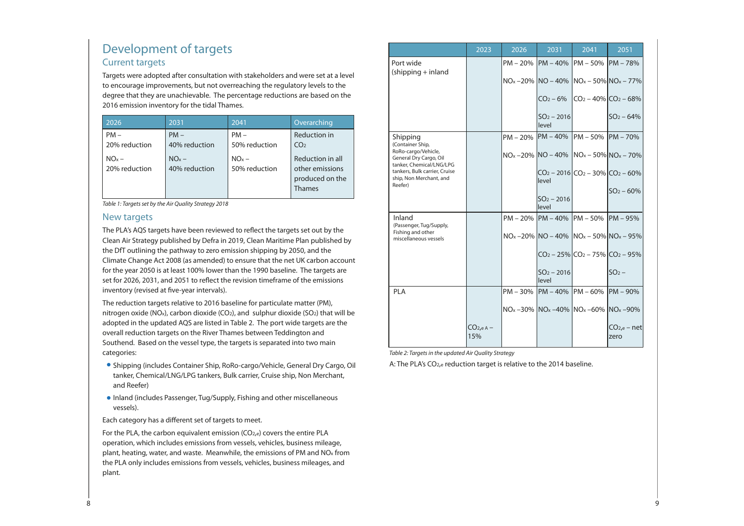# Development of targets

## Current targets

Targets were adopted after consultation with stakeholders and were set at a level to encourage improvements, but not overreaching the regulatory levels to the degree that they are unachievable. The percentage reductions are based on the 2016 emission inventory for the tidal Thames.

| 2026 | 2031 | 2041 | Overarching |
|---|---|---|---|
| PM – 20% reduction<br>$NO_x$ – 20% reduction | PM – 40% reduction<br>$NO_x$ – 40% reduction | PM – 50% reduction<br>$NO_x$ – 50% reduction | Reduction in $CO_2$<br>Reduction in all other emissions produced on the Thames |

*Table 1: Targets set by the Air Quality Strategy 2018*

## New targets

The PLA's AQS targets have been reviewed to reflect the targets set out by the Clean Air Strategy published by Defra in 2019, Clean Maritime Plan published by the DfT outlining the pathway to zero emission shipping by 2050, and the Climate Change Act 2008 (as amended) to ensure that the net UK carbon account for the year 2050 is at least 100% lower than the 1990 baseline. The targets are set for 2026, 2031, and 2051 to reflect the revision timeframe of the emissions inventory (revised at five-year intervals).

The reduction targets relative to 2016 baseline for particulate matter (PM), nitrogen oxide ($NO_x$), carbon dioxide ($CO_2$), and sulphur dioxide ($SO_2$) that will be adopted in the updated AQS are listed in Table 2. The port wide targets are the overall reduction targets on the River Thames between Teddington and Southend. Based on the vessel type, the targets is separated into two main categories:

- Shipping (includes Container Ship, RoRo-cargo/Vehicle, General Dry Cargo, Oil tanker, Chemical/LNG/LPG tankers, Bulk carrier, Cruise ship, Non Merchant, and Reefer)
- Inland (includes Passenger, Tug/Supply, Fishing and other miscellaneous vessels).

Each category has a different set of targets to meet.

For the PLA, the carbon equivalent emission ($CO_{2,e}$) covers the entire PLA operation, which includes emissions from vessels, vehicles, business mileage, plant, heating, water, and waste. Meanwhile, the emissions of PM and $NO_x$ from the PLA only includes emissions from vessels, vehicles, business mileages, and plant.

| | 2023 | 2026 | 2031 | 2041 | 2051 |
|---|---|---|---|---|---|
| Port wide (shipping + inland) | | PM – 20%<br>$NO_x$ –20% | PM – 40%<br>NO – 40%<br>$CO_2$ – 6%<br>$SO_2$ – 2016 level | PM – 50%<br>$NO_x$ – 50%<br>$CO_2$ – 40% | PM – 78%<br>$NO_x$ – 77%<br>$CO_2$ – 68%<br>$SO_2$ – 64% |
| Shipping (Container Ship, RoRo-cargo/Vehicle, General Dry Cargo, Oil tanker, Chemical/LNG/LPG tankers, Bulk carrier, Cruise ship, Non Merchant, and Reefer) | | PM – 20%<br>$NO_x$ –20% | PM – 40%<br>NO – 40%<br>$CO_2$ – 2016 level<br>$SO_2$ – 2016 level | PM – 50%<br>$NO_x$ – 50%<br>$CO_2$ – 30% | PM – 70%<br>$NO_x$ – 70%<br>$CO_2$ – 60%<br>$SO_2$ – 60% |
| Inland (Passenger, Tug/Supply, Fishing and other miscellaneous vessels) | | PM – 20%<br>$NO_x$ –20% | PM – 40%<br>NO – 40%<br>$CO_2$ – 25%<br>$SO_2$ – 2016 level | PM – 50%<br>$NO_x$ – 50%<br>$CO_2$ – 75% | PM – 95%<br>$NO_x$ – 95%<br>$CO_2$ – 95%<br>$SO_2$ – |
| PLA | $CO_{2,e}$ A – 15% | PM – 30%<br>$NO_x$ –30% | PM – 40%<br>$NO_x$ –40% | PM – 60%<br>$NO_x$ –60% | PM – 90%<br>$NO_x$ –90%<br>$CO_{2,e}$ – net zero |

*Table 2: Targets in the updated Air Quality Strategy*

A: The PLA's $CO_{2,e}$ reduction target is relative to the 2014 baseline.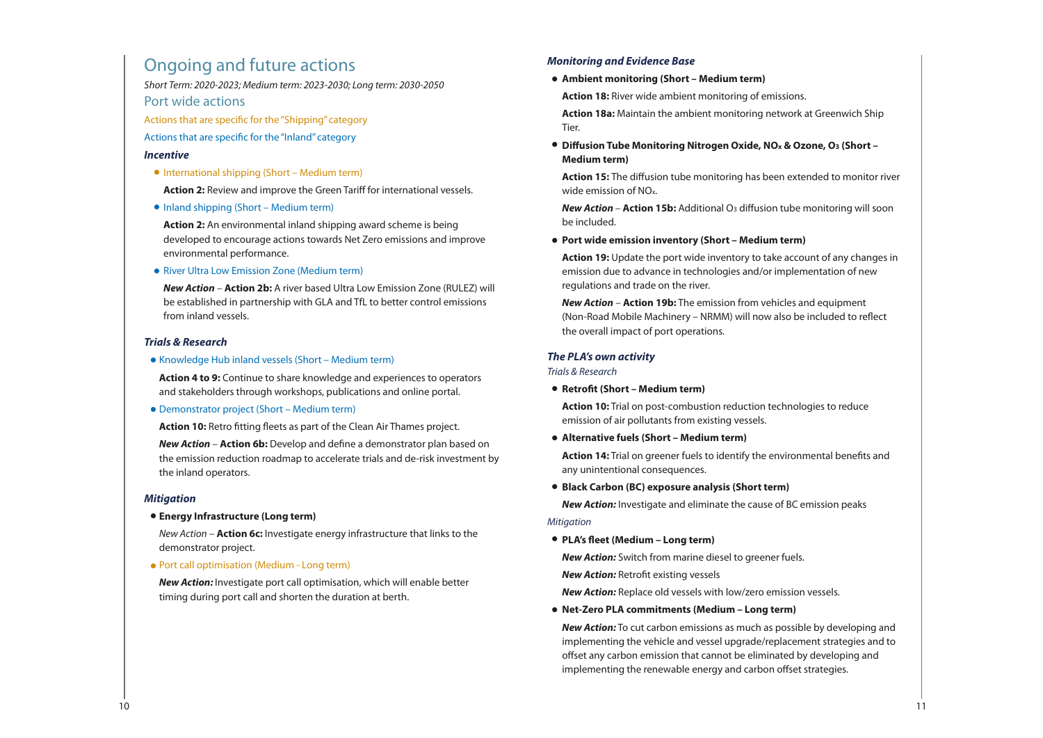# Ongoing and future actions

*Short Term: 2020-2023; Medium term: 2023-2030; Long term: 2030-2050*

## Port wide actions

Actions that are specific for the "Shipping" category

Actions that are specific for the "Inland" category

### *Incentive*

- International shipping (Short – Medium term)

  **Action 2:** Review and improve the Green Tariff for international vessels.

- Inland shipping (Short – Medium term)

  **Action 2:** An environmental inland shipping award scheme is being developed to encourage actions towards Net Zero emissions and improve environmental performance.

- River Ultra Low Emission Zone (Medium term)

  ***New Action*** – **Action 2b:** A river based Ultra Low Emission Zone (RULEZ) will be established in partnership with GLA and TfL to better control emissions from inland vessels.

### *Trials & Research*

- Knowledge Hub inland vessels (Short – Medium term)

  **Action 4 to 9:** Continue to share knowledge and experiences to operators and stakeholders through workshops, publications and online portal.

- Demonstrator project (Short – Medium term)

  **Action 10:** Retro fitting fleets as part of the Clean Air Thames project.

  ***New Action*** – **Action 6b:** Develop and define a demonstrator plan based on the emission reduction roadmap to accelerate trials and de-risk investment by the inland operators.

### *Mitigation*

- **Energy Infrastructure (Long term)**

  *New Action* – **Action 6c:** Investigate energy infrastructure that links to the demonstrator project.

- Port call optimisation (Medium - Long term)

  ***New Action:*** Investigate port call optimisation, which will enable better timing during port call and shorten the duration at berth.

### *Monitoring and Evidence Base*

- **Ambient monitoring (Short – Medium term)**

  **Action 18:** River wide ambient monitoring of emissions.

  **Action 18a:** Maintain the ambient monitoring network at Greenwich Ship Tier.

- **Diffusion Tube Monitoring Nitrogen Oxide, $NO_x$ & Ozone, $O_3$ (Short – Medium term)**

  **Action 15:** The diffusion tube monitoring has been extended to monitor river wide emission of $NO_x$.

  ***New Action*** – **Action 15b:** Additional $O_3$ diffusion tube monitoring will soon be included.

- **Port wide emission inventory (Short – Medium term)**

  **Action 19:** Update the port wide inventory to take account of any changes in emission due to advance in technologies and/or implementation of new regulations and trade on the river.

  ***New Action*** – **Action 19b:** The emission from vehicles and equipment (Non-Road Mobile Machinery – NRMM) will now also be included to reflect the overall impact of port operations.

### *The PLA's own activity*

*Trials & Research*

- **Retrofit (Short – Medium term)**

  **Action 10:** Trial on post-combustion reduction technologies to reduce emission of air pollutants from existing vessels.

- **Alternative fuels (Short – Medium term)**

  **Action 14:** Trial on greener fuels to identify the environmental benefits and any unintentional consequences.

- **Black Carbon (BC) exposure analysis (Short term)**

  ***New Action:*** Investigate and eliminate the cause of BC emission peaks

*Mitigation*

- **PLA's fleet (Medium – Long term)**

  ***New Action:*** Switch from marine diesel to greener fuels.

  ***New Action:*** Retrofit existing vessels

  ***New Action:*** Replace old vessels with low/zero emission vessels.

- **Net-Zero PLA commitments (Medium – Long term)**

  ***New Action:*** To cut carbon emissions as much as possible by developing and implementing the vehicle and vessel upgrade/replacement strategies and to offset any carbon emission that cannot be eliminated by developing and implementing the renewable energy and carbon offset strategies.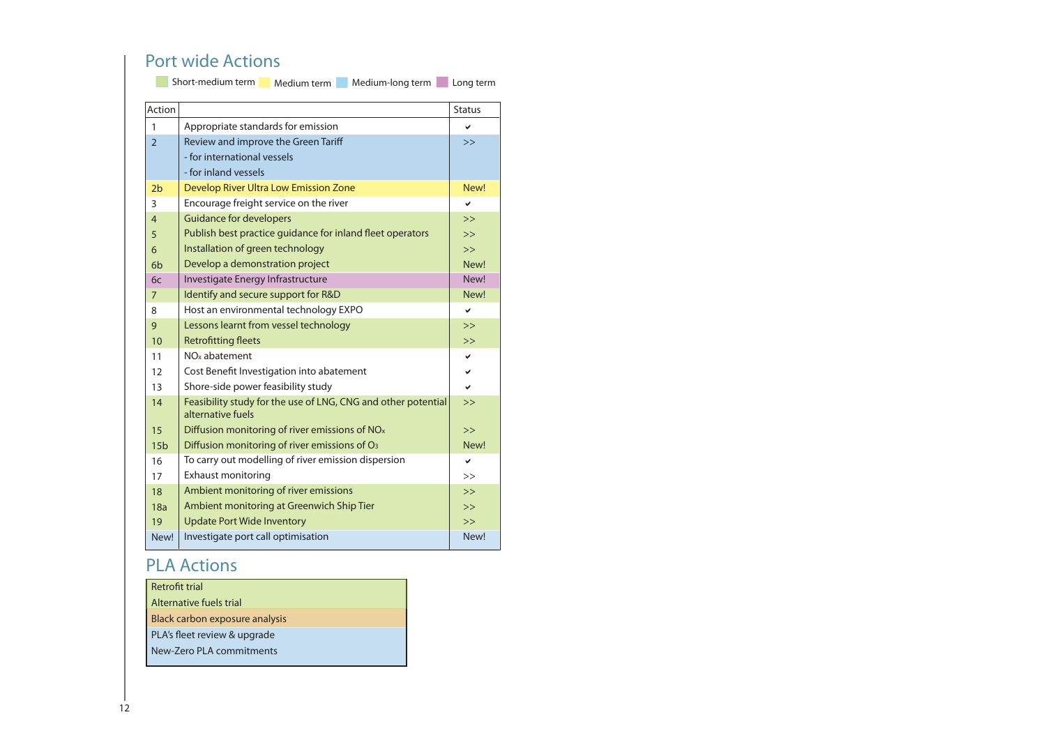## Port wide Actions

Short-medium term | Medium term | Medium-long term | Long term

| Action | | Status |
|---|---|---|
| 1 | Appropriate standards for emission | ✔ |
| 2 | Review and improve the Green Tariff<br>- for international vessels<br>- for inland vessels | >> |
| 2b | Develop River Ultra Low Emission Zone | New! |
| 3 | Encourage freight service on the river | ✔ |
| 4 | Guidance for developers | >> |
| 5 | Publish best practice guidance for inland fleet operators | >> |
| 6 | Installation of green technology | >> |
| 6b | Develop a demonstration project | New! |
| 6c | Investigate Energy Infrastructure | New! |
| 7 | Identify and secure support for R&D | New! |
| 8 | Host an environmental technology EXPO | ✔ |
| 9 | Lessons learnt from vessel technology | >> |
| 10 | Retrofitting fleets | >> |
| 11 | $NO_x$ abatement | ✔ |
| 12 | Cost Benefit Investigation into abatement | ✔ |
| 13 | Shore-side power feasibility study | ✔ |
| 14 | Feasibility study for the use of LNG, CNG and other potential alternative fuels | >> |
| 15 | Diffusion monitoring of river emissions of $NO_x$ | >> |
| 15b | Diffusion monitoring of river emissions of $O_3$ | New! |
| 16 | To carry out modelling of river emission dispersion | ✔ |
| 17 | Exhaust monitoring | >> |
| 18 | Ambient monitoring of river emissions | >> |
| 18a | Ambient monitoring at Greenwich Ship Tier | >> |
| 19 | Update Port Wide Inventory | >> |
| New! | Investigate port call optimisation | New! |

## PLA Actions

| |
|---|
| Retrofit trial |
| Alternative fuels trial |
| Black carbon exposure analysis |
| PLA's fleet review & upgrade |
| New-Zero PLA commitments |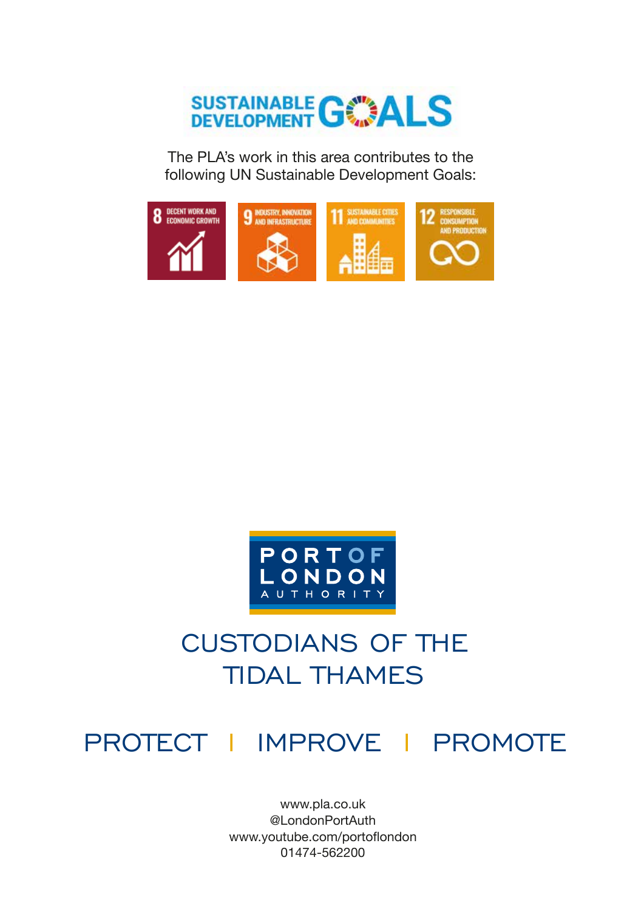SUSTAINABLE DEVELOPMENT GOALS

The PLA's work in this area contributes to the following UN Sustainable Development Goals:

8 DECENT WORK AND ECONOMIC GROWTH

9 INDUSTRY, INNOVATION AND INFRASTRUCTURE

11 SUSTAINABLE CITIES AND COMMUNITIES

12 RESPONSIBLE CONSUMPTION AND PRODUCTION

PORT OF LONDON AUTHORITY

# CUSTODIANS OF THE TIDAL THAMES

PROTECT | IMPROVE | PROMOTE

www.pla.co.uk
@LondonPortAuth
www.youtube.com/portoflondon
01474-562200